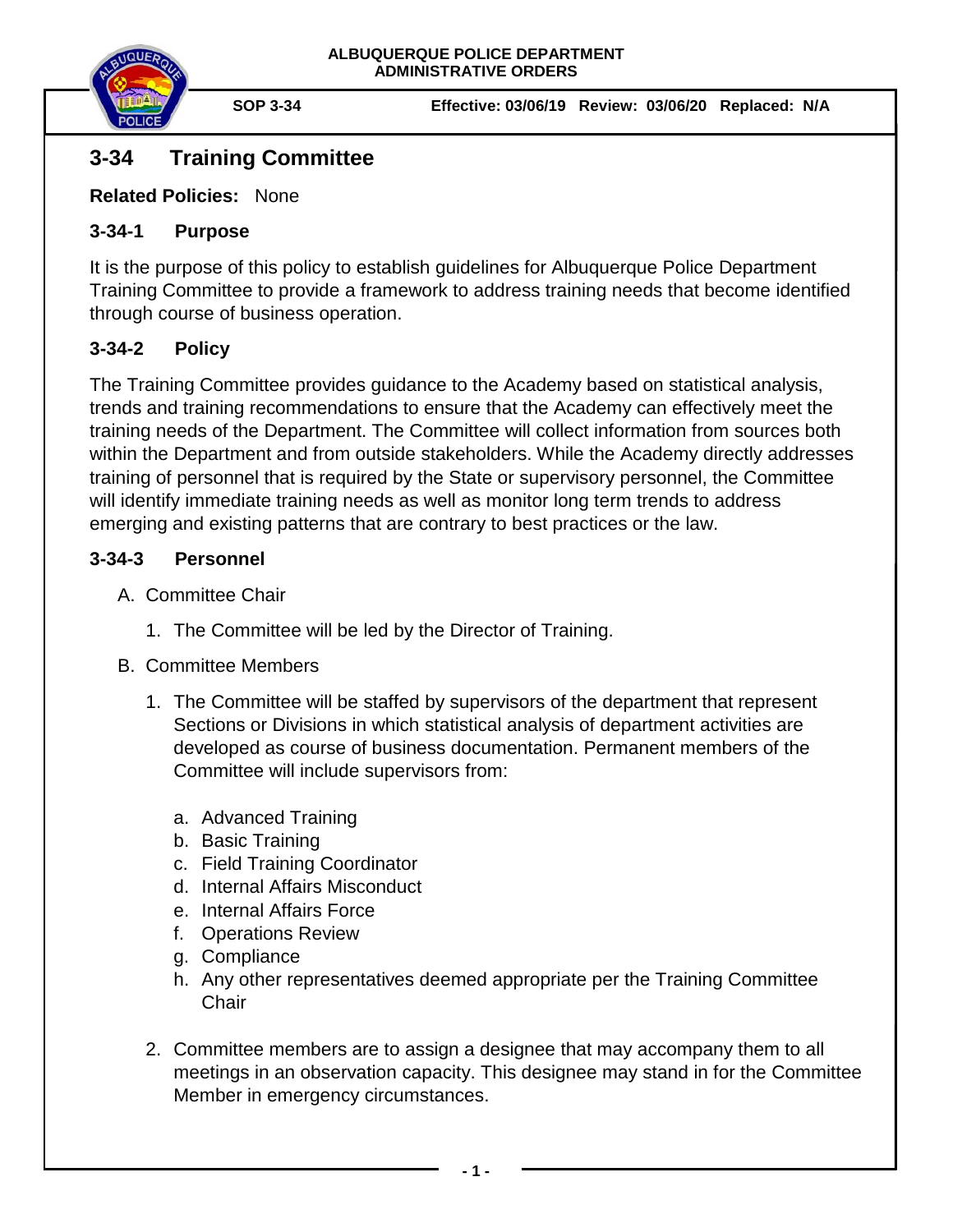**ALBUQUERQUE POLICE DEPARTMENT**
**ADMINISTRATIVE ORDERS**

**SOP 3-34** **Effective: 03/06/19 Review: 03/06/20 Replaced: N/A**

# 3-34 Training Committee

**Related Policies:** None

## 3-34-1 Purpose

It is the purpose of this policy to establish guidelines for Albuquerque Police Department Training Committee to provide a framework to address training needs that become identified through course of business operation.

## 3-34-2 Policy

The Training Committee provides guidance to the Academy based on statistical analysis, trends and training recommendations to ensure that the Academy can effectively meet the training needs of the Department. The Committee will collect information from sources both within the Department and from outside stakeholders. While the Academy directly addresses training of personnel that is required by the State or supervisory personnel, the Committee will identify immediate training needs as well as monitor long term trends to address emerging and existing patterns that are contrary to best practices or the law.

## 3-34-3 Personnel

A. Committee Chair

1. The Committee will be led by the Director of Training.

B. Committee Members

1. The Committee will be staffed by supervisors of the department that represent Sections or Divisions in which statistical analysis of department activities are developed as course of business documentation. Permanent members of the Committee will include supervisors from:

    a. Advanced Training
    b. Basic Training
    c. Field Training Coordinator
    d. Internal Affairs Misconduct
    e. Internal Affairs Force
    f. Operations Review
    g. Compliance
    h. Any other representatives deemed appropriate per the Training Committee Chair

2. Committee members are to assign a designee that may accompany them to all meetings in an observation capacity. This designee may stand in for the Committee Member in emergency circumstances.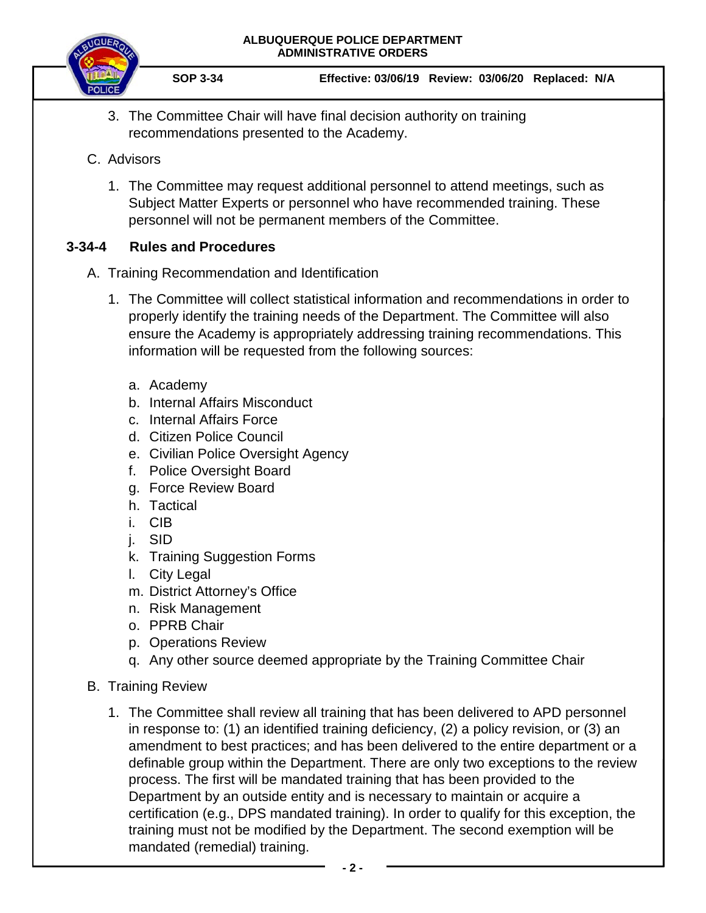3. The Committee Chair will have final decision authority on training recommendations presented to the Academy.

C. Advisors

1. The Committee may request additional personnel to attend meetings, such as Subject Matter Experts or personnel who have recommended training. These personnel will not be permanent members of the Committee.

## 3-34-4 Rules and Procedures

A. Training Recommendation and Identification

1. The Committee will collect statistical information and recommendations in order to properly identify the training needs of the Department. The Committee will also ensure the Academy is appropriately addressing training recommendations. This information will be requested from the following sources:

   a. Academy
   b. Internal Affairs Misconduct
   c. Internal Affairs Force
   d. Citizen Police Council
   e. Civilian Police Oversight Agency
   f. Police Oversight Board
   g. Force Review Board
   h. Tactical
   i. CIB
   j. SID
   k. Training Suggestion Forms
   l. City Legal
   m. District Attorney's Office
   n. Risk Management
   o. PPRB Chair
   p. Operations Review
   q. Any other source deemed appropriate by the Training Committee Chair

B. Training Review

1. The Committee shall review all training that has been delivered to APD personnel in response to: (1) an identified training deficiency, (2) a policy revision, or (3) an amendment to best practices; and has been delivered to the entire department or a definable group within the Department. There are only two exceptions to the review process. The first will be mandated training that has been provided to the Department by an outside entity and is necessary to maintain or acquire a certification (e.g., DPS mandated training). In order to qualify for this exception, the training must not be modified by the Department. The second exemption will be mandated (remedial) training.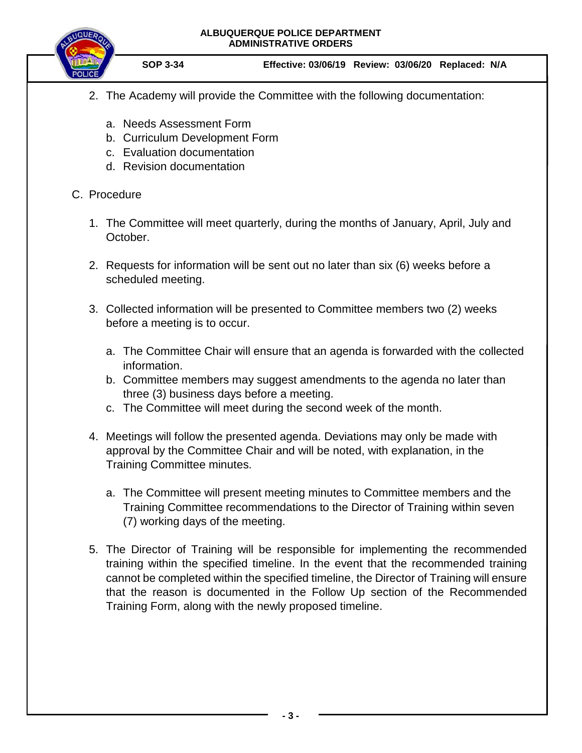2. The Academy will provide the Committee with the following documentation:

    a. Needs Assessment Form
    b. Curriculum Development Form
    c. Evaluation documentation
    d. Revision documentation

C. Procedure

1. The Committee will meet quarterly, during the months of January, April, July and October.

2. Requests for information will be sent out no later than six (6) weeks before a scheduled meeting.

3. Collected information will be presented to Committee members two (2) weeks before a meeting is to occur.

    a. The Committee Chair will ensure that an agenda is forwarded with the collected information.
    b. Committee members may suggest amendments to the agenda no later than three (3) business days before a meeting.
    c. The Committee will meet during the second week of the month.

4. Meetings will follow the presented agenda. Deviations may only be made with approval by the Committee Chair and will be noted, with explanation, in the Training Committee minutes.

    a. The Committee will present meeting minutes to Committee members and the Training Committee recommendations to the Director of Training within seven (7) working days of the meeting.

5. The Director of Training will be responsible for implementing the recommended training within the specified timeline. In the event that the recommended training cannot be completed within the specified timeline, the Director of Training will ensure that the reason is documented in the Follow Up section of the Recommended Training Form, along with the newly proposed timeline.